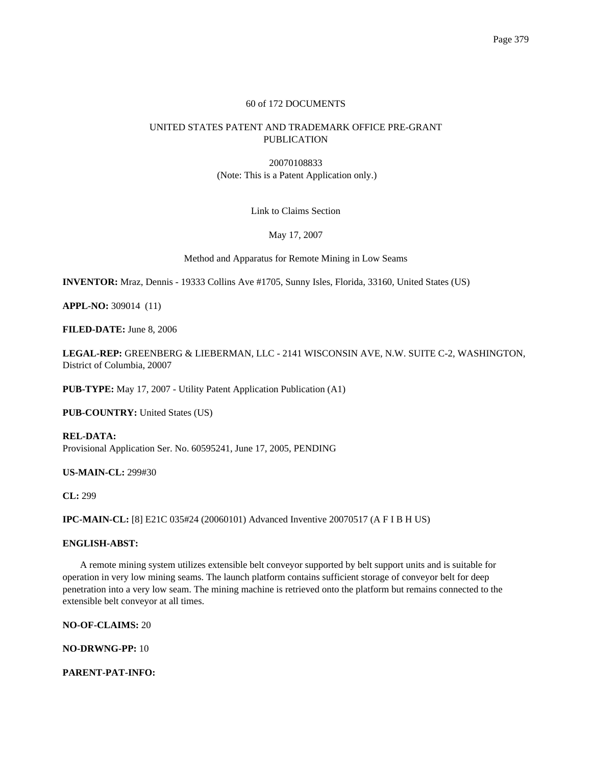60 of 172 DOCUMENTS

UNITED STATES PATENT AND TRADEMARK OFFICE PRE-GRANT PUBLICATION

20070108833
(Note: This is a Patent Application only.)

Link to Claims Section

May 17, 2007

Method and Apparatus for Remote Mining in Low Seams

**INVENTOR:** Mraz, Dennis - 19333 Collins Ave #1705, Sunny Isles, Florida, 33160, United States (US)

**APPL-NO:** 309014 (11)

**FILED-DATE:** June 8, 2006

**LEGAL-REP:** GREENBERG & LIEBERMAN, LLC - 2141 WISCONSIN AVE, N.W. SUITE C-2, WASHINGTON, District of Columbia, 20007

**PUB-TYPE:** May 17, 2007 - Utility Patent Application Publication (A1)

**PUB-COUNTRY:** United States (US)

**REL-DATA:**
Provisional Application Ser. No. 60595241, June 17, 2005, PENDING

**US-MAIN-CL:** 299#30

**CL:** 299

**IPC-MAIN-CL:** [8] E21C 035#24 (20060101) Advanced Inventive 20070517 (A F I B H US)

**ENGLISH-ABST:**

A remote mining system utilizes extensible belt conveyor supported by belt support units and is suitable for operation in very low mining seams. The launch platform contains sufficient storage of conveyor belt for deep penetration into a very low seam. The mining machine is retrieved onto the platform but remains connected to the extensible belt conveyor at all times.

**NO-OF-CLAIMS:** 20

**NO-DRWNG-PP:** 10

**PARENT-PAT-INFO:**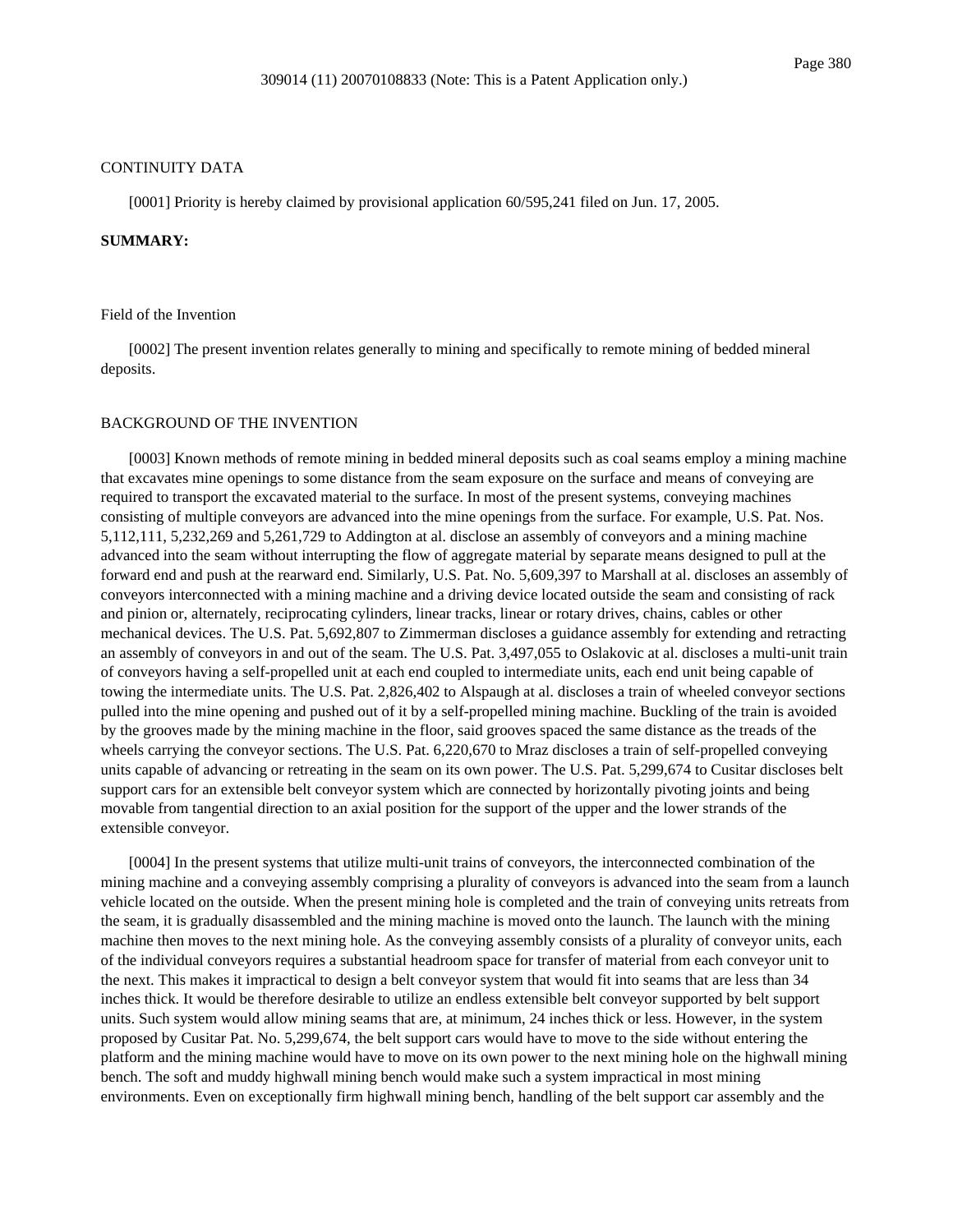309014 (11) 20070108833 (Note: This is a Patent Application only.)

CONTINUITY DATA

[0001] Priority is hereby claimed by provisional application 60/595,241 filed on Jun. 17, 2005.

**SUMMARY:**

Field of the Invention

[0002] The present invention relates generally to mining and specifically to remote mining of bedded mineral deposits.

BACKGROUND OF THE INVENTION

[0003] Known methods of remote mining in bedded mineral deposits such as coal seams employ a mining machine that excavates mine openings to some distance from the seam exposure on the surface and means of conveying are required to transport the excavated material to the surface. In most of the present systems, conveying machines consisting of multiple conveyors are advanced into the mine openings from the surface. For example, U.S. Pat. Nos. 5,112,111, 5,232,269 and 5,261,729 to Addington at al. disclose an assembly of conveyors and a mining machine advanced into the seam without interrupting the flow of aggregate material by separate means designed to pull at the forward end and push at the rearward end. Similarly, U.S. Pat. No. 5,609,397 to Marshall at al. discloses an assembly of conveyors interconnected with a mining machine and a driving device located outside the seam and consisting of rack and pinion or, alternately, reciprocating cylinders, linear tracks, linear or rotary drives, chains, cables or other mechanical devices. The U.S. Pat. 5,692,807 to Zimmerman discloses a guidance assembly for extending and retracting an assembly of conveyors in and out of the seam. The U.S. Pat. 3,497,055 to Oslakovic at al. discloses a multi-unit train of conveyors having a self-propelled unit at each end coupled to intermediate units, each end unit being capable of towing the intermediate units. The U.S. Pat. 2,826,402 to Alspaugh at al. discloses a train of wheeled conveyor sections pulled into the mine opening and pushed out of it by a self-propelled mining machine. Buckling of the train is avoided by the grooves made by the mining machine in the floor, said grooves spaced the same distance as the treads of the wheels carrying the conveyor sections. The U.S. Pat. 6,220,670 to Mraz discloses a train of self-propelled conveying units capable of advancing or retreating in the seam on its own power. The U.S. Pat. 5,299,674 to Cusitar discloses belt support cars for an extensible belt conveyor system which are connected by horizontally pivoting joints and being movable from tangential direction to an axial position for the support of the upper and the lower strands of the extensible conveyor.

[0004] In the present systems that utilize multi-unit trains of conveyors, the interconnected combination of the mining machine and a conveying assembly comprising a plurality of conveyors is advanced into the seam from a launch vehicle located on the outside. When the present mining hole is completed and the train of conveying units retreats from the seam, it is gradually disassembled and the mining machine is moved onto the launch. The launch with the mining machine then moves to the next mining hole. As the conveying assembly consists of a plurality of conveyor units, each of the individual conveyors requires a substantial headroom space for transfer of material from each conveyor unit to the next. This makes it impractical to design a belt conveyor system that would fit into seams that are less than 34 inches thick. It would be therefore desirable to utilize an endless extensible belt conveyor supported by belt support units. Such system would allow mining seams that are, at minimum, 24 inches thick or less. However, in the system proposed by Cusitar Pat. No. 5,299,674, the belt support cars would have to move to the side without entering the platform and the mining machine would have to move on its own power to the next mining hole on the highwall mining bench. The soft and muddy highwall mining bench would make such a system impractical in most mining environments. Even on exceptionally firm highwall mining bench, handling of the belt support car assembly and the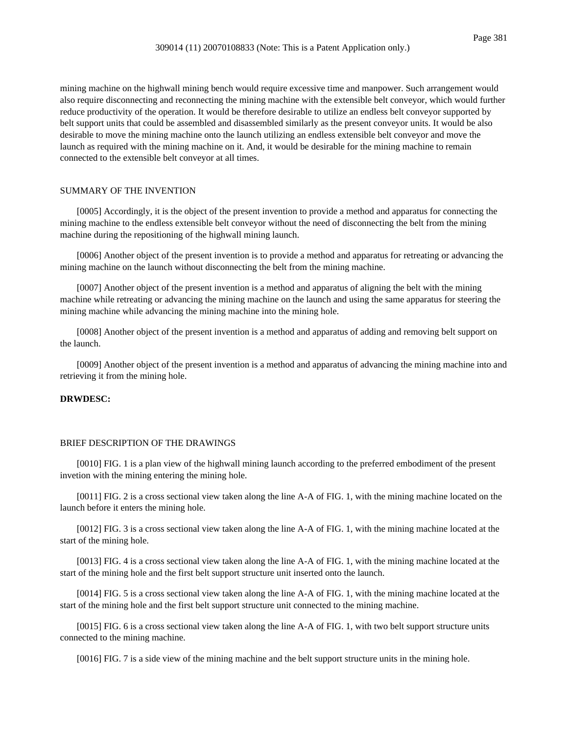mining machine on the highwall mining bench would require excessive time and manpower. Such arrangement would also require disconnecting and reconnecting the mining machine with the extensible belt conveyor, which would further reduce productivity of the operation. It would be therefore desirable to utilize an endless belt conveyor supported by belt support units that could be assembled and disassembled similarly as the present conveyor units. It would be also desirable to move the mining machine onto the launch utilizing an endless extensible belt conveyor and move the launch as required with the mining machine on it. And, it would be desirable for the mining machine to remain connected to the extensible belt conveyor at all times.

## SUMMARY OF THE INVENTION

[0005] Accordingly, it is the object of the present invention to provide a method and apparatus for connecting the mining machine to the endless extensible belt conveyor without the need of disconnecting the belt from the mining machine during the repositioning of the highwall mining launch.

[0006] Another object of the present invention is to provide a method and apparatus for retreating or advancing the mining machine on the launch without disconnecting the belt from the mining machine.

[0007] Another object of the present invention is a method and apparatus of aligning the belt with the mining machine while retreating or advancing the mining machine on the launch and using the same apparatus for steering the mining machine while advancing the mining machine into the mining hole.

[0008] Another object of the present invention is a method and apparatus of adding and removing belt support on the launch.

[0009] Another object of the present invention is a method and apparatus of advancing the mining machine into and retrieving it from the mining hole.

**DRWDESC:**

## BRIEF DESCRIPTION OF THE DRAWINGS

[0010] FIG. 1 is a plan view of the highwall mining launch according to the preferred embodiment of the present invetion with the mining entering the mining hole.

[0011] FIG. 2 is a cross sectional view taken along the line A-A of FIG. 1, with the mining machine located on the launch before it enters the mining hole.

[0012] FIG. 3 is a cross sectional view taken along the line A-A of FIG. 1, with the mining machine located at the start of the mining hole.

[0013] FIG. 4 is a cross sectional view taken along the line A-A of FIG. 1, with the mining machine located at the start of the mining hole and the first belt support structure unit inserted onto the launch.

[0014] FIG. 5 is a cross sectional view taken along the line A-A of FIG. 1, with the mining machine located at the start of the mining hole and the first belt support structure unit connected to the mining machine.

[0015] FIG. 6 is a cross sectional view taken along the line A-A of FIG. 1, with two belt support structure units connected to the mining machine.

[0016] FIG. 7 is a side view of the mining machine and the belt support structure units in the mining hole.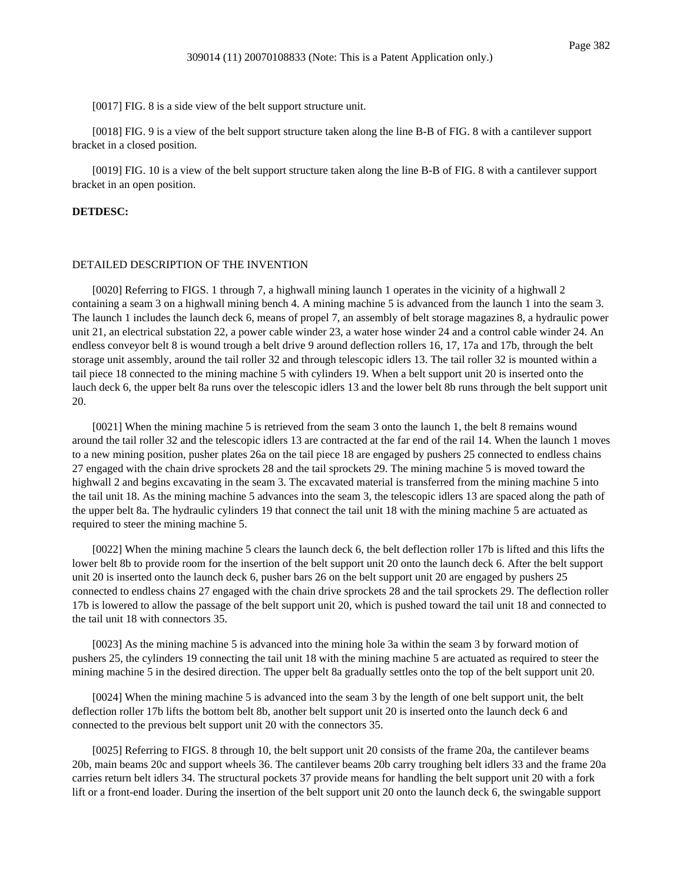[0017] FIG. 8 is a side view of the belt support structure unit.

[0018] FIG. 9 is a view of the belt support structure taken along the line B-B of FIG. 8 with a cantilever support bracket in a closed position.

[0019] FIG. 10 is a view of the belt support structure taken along the line B-B of FIG. 8 with a cantilever support bracket in an open position.

**DETDESC:**

DETAILED DESCRIPTION OF THE INVENTION

[0020] Referring to FIGS. 1 through 7, a highwall mining launch 1 operates in the vicinity of a highwall 2 containing a seam 3 on a highwall mining bench 4. A mining machine 5 is advanced from the launch 1 into the seam 3. The launch 1 includes the launch deck 6, means of propel 7, an assembly of belt storage magazines 8, a hydraulic power unit 21, an electrical substation 22, a power cable winder 23, a water hose winder 24 and a control cable winder 24. An endless conveyor belt 8 is wound trough a belt drive 9 around deflection rollers 16, 17, 17a and 17b, through the belt storage unit assembly, around the tail roller 32 and through telescopic idlers 13. The tail roller 32 is mounted within a tail piece 18 connected to the mining machine 5 with cylinders 19. When a belt support unit 20 is inserted onto the lauch deck 6, the upper belt 8a runs over the telescopic idlers 13 and the lower belt 8b runs through the belt support unit 20.

[0021] When the mining machine 5 is retrieved from the seam 3 onto the launch 1, the belt 8 remains wound around the tail roller 32 and the telescopic idlers 13 are contracted at the far end of the rail 14. When the launch 1 moves to a new mining position, pusher plates 26a on the tail piece 18 are engaged by pushers 25 connected to endless chains 27 engaged with the chain drive sprockets 28 and the tail sprockets 29. The mining machine 5 is moved toward the highwall 2 and begins excavating in the seam 3. The excavated material is transferred from the mining machine 5 into the tail unit 18. As the mining machine 5 advances into the seam 3, the telescopic idlers 13 are spaced along the path of the upper belt 8a. The hydraulic cylinders 19 that connect the tail unit 18 with the mining machine 5 are actuated as required to steer the mining machine 5.

[0022] When the mining machine 5 clears the launch deck 6, the belt deflection roller 17b is lifted and this lifts the lower belt 8b to provide room for the insertion of the belt support unit 20 onto the launch deck 6. After the belt support unit 20 is inserted onto the launch deck 6, pusher bars 26 on the belt support unit 20 are engaged by pushers 25 connected to endless chains 27 engaged with the chain drive sprockets 28 and the tail sprockets 29. The deflection roller 17b is lowered to allow the passage of the belt support unit 20, which is pushed toward the tail unit 18 and connected to the tail unit 18 with connectors 35.

[0023] As the mining machine 5 is advanced into the mining hole 3a within the seam 3 by forward motion of pushers 25, the cylinders 19 connecting the tail unit 18 with the mining machine 5 are actuated as required to steer the mining machine 5 in the desired direction. The upper belt 8a gradually settles onto the top of the belt support unit 20.

[0024] When the mining machine 5 is advanced into the seam 3 by the length of one belt support unit, the belt deflection roller 17b lifts the bottom belt 8b, another belt support unit 20 is inserted onto the launch deck 6 and connected to the previous belt support unit 20 with the connectors 35.

[0025] Referring to FIGS. 8 through 10, the belt support unit 20 consists of the frame 20a, the cantilever beams 20b, main beams 20c and support wheels 36. The cantilever beams 20b carry troughing belt idlers 33 and the frame 20a carries return belt idlers 34. The structural pockets 37 provide means for handling the belt support unit 20 with a fork lift or a front-end loader. During the insertion of the belt support unit 20 onto the launch deck 6, the swingable support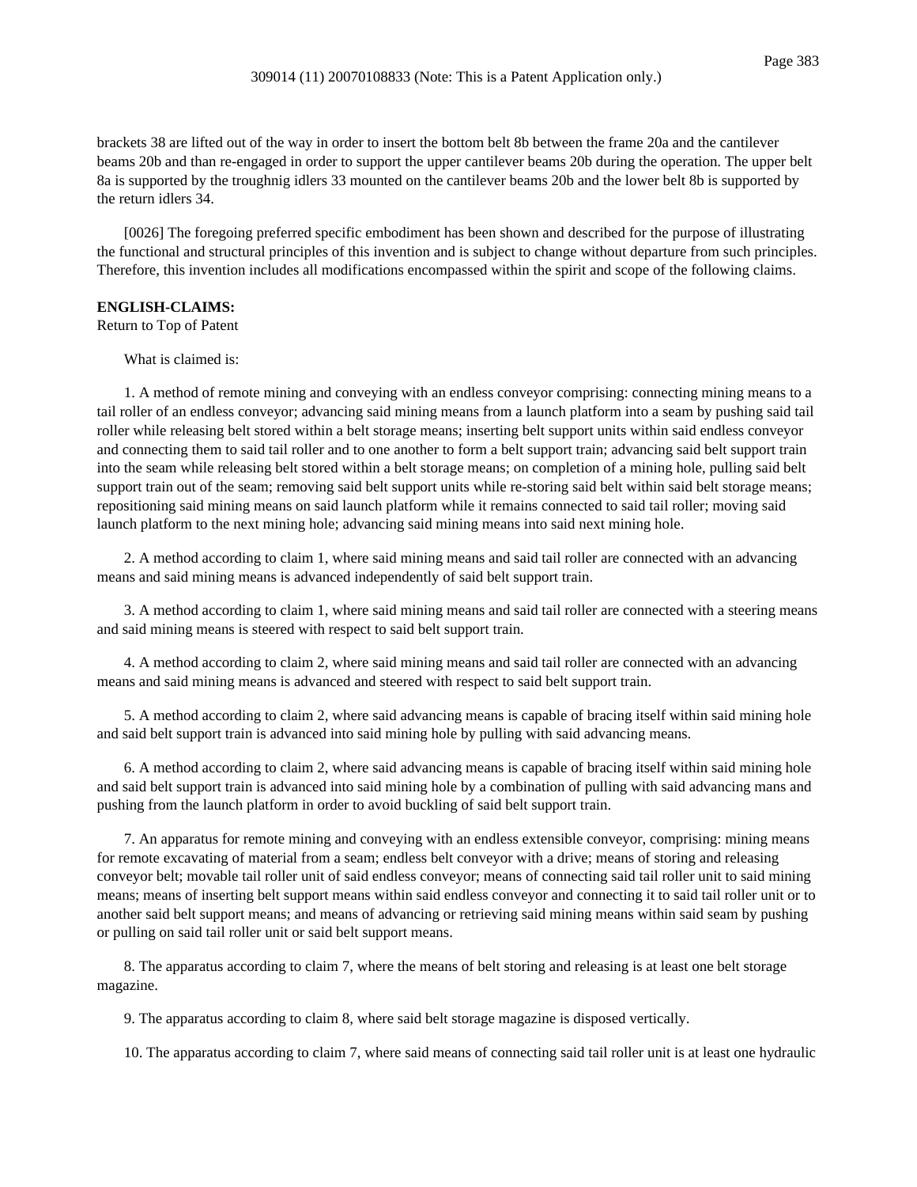brackets 38 are lifted out of the way in order to insert the bottom belt 8b between the frame 20a and the cantilever beams 20b and than re-engaged in order to support the upper cantilever beams 20b during the operation. The upper belt 8a is supported by the troughnig idlers 33 mounted on the cantilever beams 20b and the lower belt 8b is supported by the return idlers 34.

[0026] The foregoing preferred specific embodiment has been shown and described for the purpose of illustrating the functional and structural principles of this invention and is subject to change without departure from such principles. Therefore, this invention includes all modifications encompassed within the spirit and scope of the following claims.

**ENGLISH-CLAIMS:**
Return to Top of Patent

What is claimed is:

1. A method of remote mining and conveying with an endless conveyor comprising: connecting mining means to a tail roller of an endless conveyor; advancing said mining means from a launch platform into a seam by pushing said tail roller while releasing belt stored within a belt storage means; inserting belt support units within said endless conveyor and connecting them to said tail roller and to one another to form a belt support train; advancing said belt support train into the seam while releasing belt stored within a belt storage means; on completion of a mining hole, pulling said belt support train out of the seam; removing said belt support units while re-storing said belt within said belt storage means; repositioning said mining means on said launch platform while it remains connected to said tail roller; moving said launch platform to the next mining hole; advancing said mining means into said next mining hole.

2. A method according to claim 1, where said mining means and said tail roller are connected with an advancing means and said mining means is advanced independently of said belt support train.

3. A method according to claim 1, where said mining means and said tail roller are connected with a steering means and said mining means is steered with respect to said belt support train.

4. A method according to claim 2, where said mining means and said tail roller are connected with an advancing means and said mining means is advanced and steered with respect to said belt support train.

5. A method according to claim 2, where said advancing means is capable of bracing itself within said mining hole and said belt support train is advanced into said mining hole by pulling with said advancing means.

6. A method according to claim 2, where said advancing means is capable of bracing itself within said mining hole and said belt support train is advanced into said mining hole by a combination of pulling with said advancing mans and pushing from the launch platform in order to avoid buckling of said belt support train.

7. An apparatus for remote mining and conveying with an endless extensible conveyor, comprising: mining means for remote excavating of material from a seam; endless belt conveyor with a drive; means of storing and releasing conveyor belt; movable tail roller unit of said endless conveyor; means of connecting said tail roller unit to said mining means; means of inserting belt support means within said endless conveyor and connecting it to said tail roller unit or to another said belt support means; and means of advancing or retrieving said mining means within said seam by pushing or pulling on said tail roller unit or said belt support means.

8. The apparatus according to claim 7, where the means of belt storing and releasing is at least one belt storage magazine.

9. The apparatus according to claim 8, where said belt storage magazine is disposed vertically.

10. The apparatus according to claim 7, where said means of connecting said tail roller unit is at least one hydraulic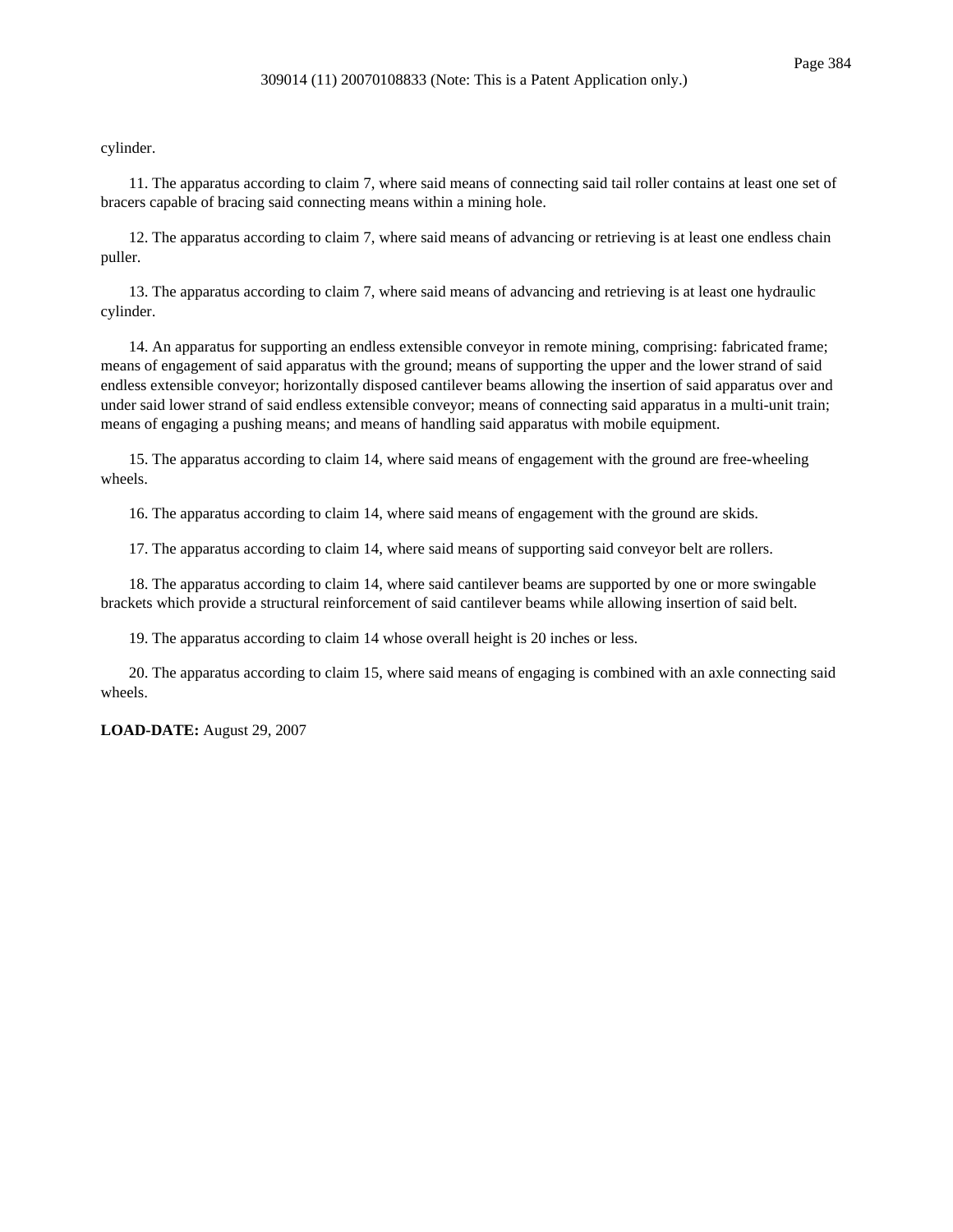cylinder.

11. The apparatus according to claim 7, where said means of connecting said tail roller contains at least one set of bracers capable of bracing said connecting means within a mining hole.

12. The apparatus according to claim 7, where said means of advancing or retrieving is at least one endless chain puller.

13. The apparatus according to claim 7, where said means of advancing and retrieving is at least one hydraulic cylinder.

14. An apparatus for supporting an endless extensible conveyor in remote mining, comprising: fabricated frame; means of engagement of said apparatus with the ground; means of supporting the upper and the lower strand of said endless extensible conveyor; horizontally disposed cantilever beams allowing the insertion of said apparatus over and under said lower strand of said endless extensible conveyor; means of connecting said apparatus in a multi-unit train; means of engaging a pushing means; and means of handling said apparatus with mobile equipment.

15. The apparatus according to claim 14, where said means of engagement with the ground are free-wheeling wheels.

16. The apparatus according to claim 14, where said means of engagement with the ground are skids.

17. The apparatus according to claim 14, where said means of supporting said conveyor belt are rollers.

18. The apparatus according to claim 14, where said cantilever beams are supported by one or more swingable brackets which provide a structural reinforcement of said cantilever beams while allowing insertion of said belt.

19. The apparatus according to claim 14 whose overall height is 20 inches or less.

20. The apparatus according to claim 15, where said means of engaging is combined with an axle connecting said wheels.

**LOAD-DATE:** August 29, 2007